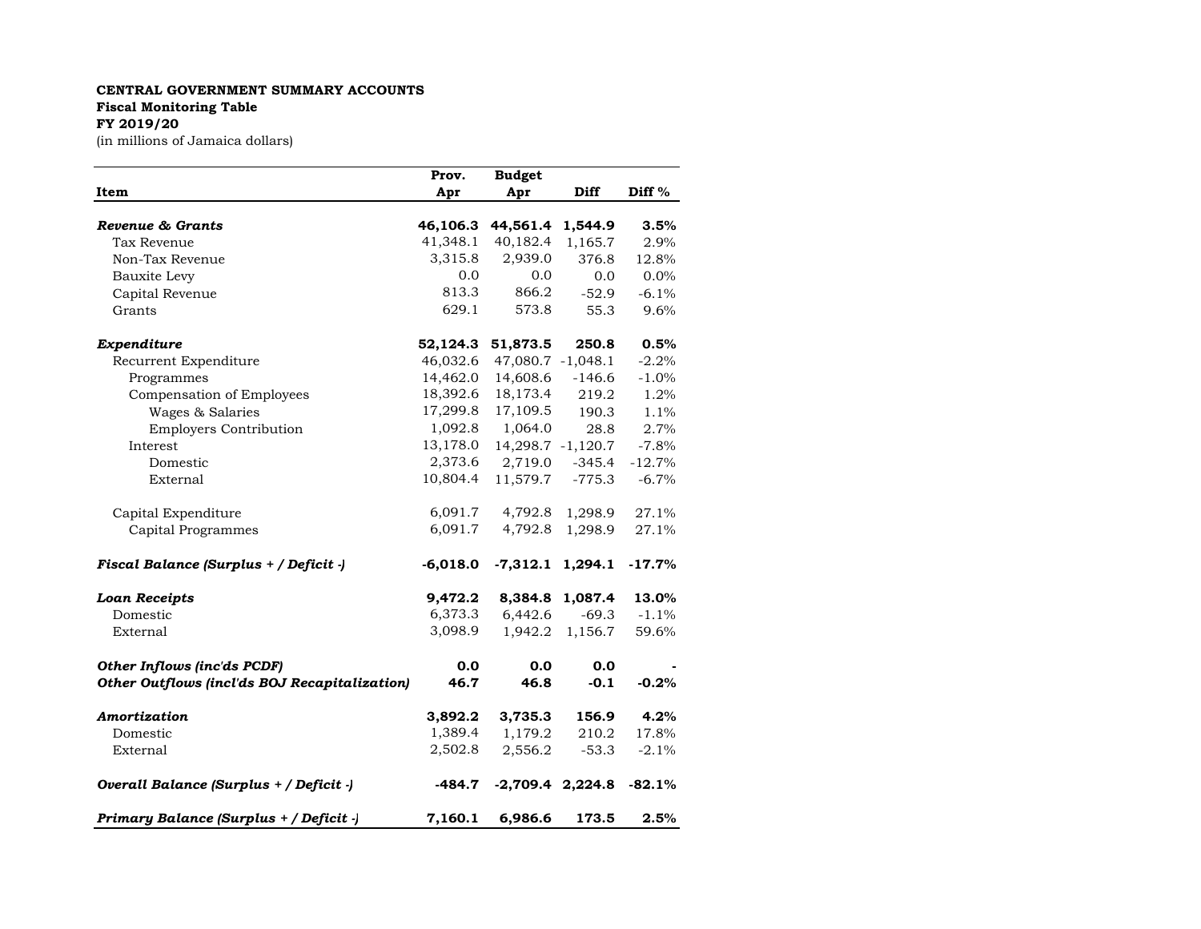**CENTRAL GOVERNMENT SUMMARY ACCOUNTS**
**Fiscal Monitoring Table**
**FY 2019/20**
(in millions of Jamaica dollars)

| Item | Prov. Apr | Budget Apr | Diff | Diff % |
|---|---|---|---|---|
| ***Revenue & Grants*** | **46,106.3** | **44,561.4** | **1,544.9** | **3.5%** |
| Tax Revenue | 41,348.1 | 40,182.4 | 1,165.7 | 2.9% |
| Non-Tax Revenue | 3,315.8 | 2,939.0 | 376.8 | 12.8% |
| Bauxite Levy | 0.0 | 0.0 | 0.0 | 0.0% |
| Capital Revenue | 813.3 | 866.2 | -52.9 | -6.1% |
| Grants | 629.1 | 573.8 | 55.3 | 9.6% |
| | | | | |
| ***Expenditure*** | **52,124.3** | **51,873.5** | **250.8** | **0.5%** |
| Recurrent Expenditure | 46,032.6 | 47,080.7 | -1,048.1 | -2.2% |
| Programmes | 14,462.0 | 14,608.6 | -146.6 | -1.0% |
| Compensation of Employees | 18,392.6 | 18,173.4 | 219.2 | 1.2% |
| Wages & Salaries | 17,299.8 | 17,109.5 | 190.3 | 1.1% |
| Employers Contribution | 1,092.8 | 1,064.0 | 28.8 | 2.7% |
| Interest | 13,178.0 | 14,298.7 | -1,120.7 | -7.8% |
| Domestic | 2,373.6 | 2,719.0 | -345.4 | -12.7% |
| External | 10,804.4 | 11,579.7 | -775.3 | -6.7% |
| | | | | |
| Capital Expenditure | 6,091.7 | 4,792.8 | 1,298.9 | 27.1% |
| Capital Programmes | 6,091.7 | 4,792.8 | 1,298.9 | 27.1% |
| | | | | |
| ***Fiscal Balance (Surplus + / Deficit -)*** | **-6,018.0** | **-7,312.1** | **1,294.1** | **-17.7%** |
| | | | | |
| ***Loan Receipts*** | **9,472.2** | **8,384.8** | **1,087.4** | **13.0%** |
| Domestic | 6,373.3 | 6,442.6 | -69.3 | -1.1% |
| External | 3,098.9 | 1,942.2 | 1,156.7 | 59.6% |
| | | | | |
| ***Other Inflows (inc'ds PCDF)*** | **0.0** | **0.0** | **0.0** | **-** |
| ***Other Outflows (incl'ds BOJ Recapitalization)*** | **46.7** | **46.8** | **-0.1** | **-0.2%** |
| | | | | |
| ***Amortization*** | **3,892.2** | **3,735.3** | **156.9** | **4.2%** |
| Domestic | 1,389.4 | 1,179.2 | 210.2 | 17.8% |
| External | 2,502.8 | 2,556.2 | -53.3 | -2.1% |
| | | | | |
| ***Overall Balance (Surplus + / Deficit -)*** | **-484.7** | **-2,709.4** | **2,224.8** | **-82.1%** |
| | | | | |
| ***Primary Balance (Surplus + / Deficit -)*** | **7,160.1** | **6,986.6** | **173.5** | **2.5%** |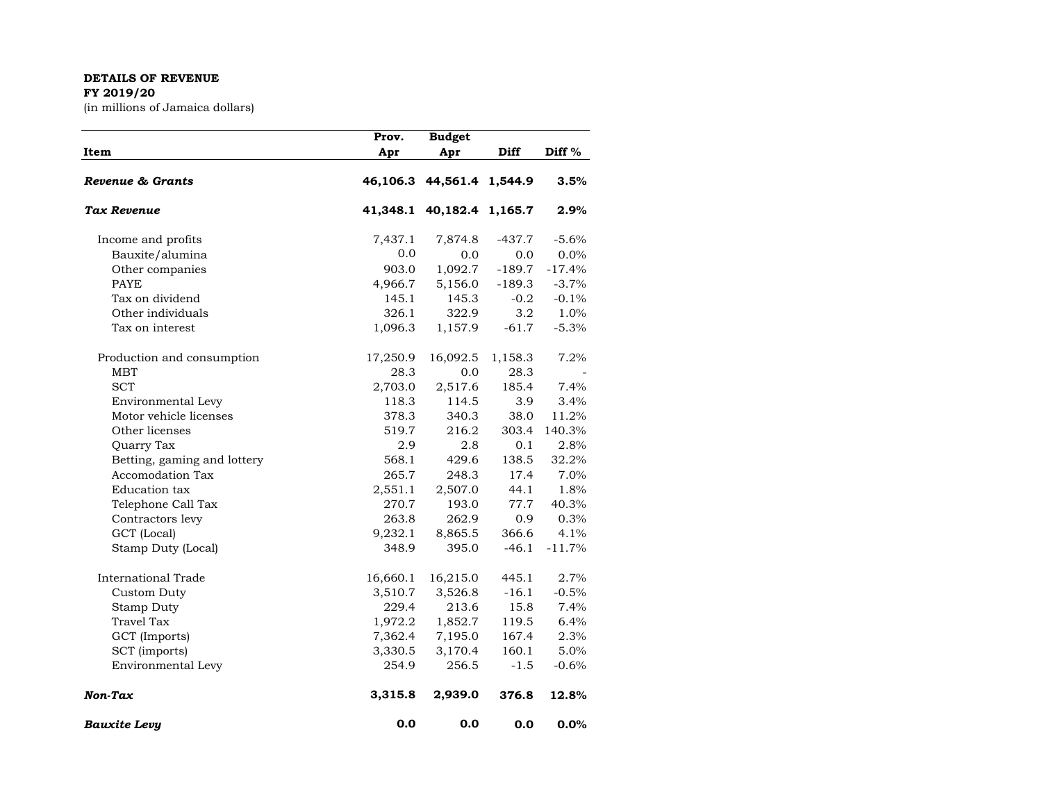**DETAILS OF REVENUE**
**FY 2019/20**
(in millions of Jamaica dollars)

| Item | Prov. Apr | Budget Apr | Diff | Diff % |
|---|---|---|---|---|
| ***Revenue & Grants*** | **46,106.3** | **44,561.4** | **1,544.9** | **3.5%** |
| ***Tax Revenue*** | **41,348.1** | **40,182.4** | **1,165.7** | **2.9%** |
| Income and profits | 7,437.1 | 7,874.8 | -437.7 | -5.6% |
| Bauxite/alumina | 0.0 | 0.0 | 0.0 | 0.0% |
| Other companies | 903.0 | 1,092.7 | -189.7 | -17.4% |
| PAYE | 4,966.7 | 5,156.0 | -189.3 | -3.7% |
| Tax on dividend | 145.1 | 145.3 | -0.2 | -0.1% |
| Other individuals | 326.1 | 322.9 | 3.2 | 1.0% |
| Tax on interest | 1,096.3 | 1,157.9 | -61.7 | -5.3% |
| Production and consumption | 17,250.9 | 16,092.5 | 1,158.3 | 7.2% |
| MBT | 28.3 | 0.0 | 28.3 | - |
| SCT | 2,703.0 | 2,517.6 | 185.4 | 7.4% |
| Environmental Levy | 118.3 | 114.5 | 3.9 | 3.4% |
| Motor vehicle licenses | 378.3 | 340.3 | 38.0 | 11.2% |
| Other licenses | 519.7 | 216.2 | 303.4 | 140.3% |
| Quarry Tax | 2.9 | 2.8 | 0.1 | 2.8% |
| Betting, gaming and lottery | 568.1 | 429.6 | 138.5 | 32.2% |
| Accomodation Tax | 265.7 | 248.3 | 17.4 | 7.0% |
| Education tax | 2,551.1 | 2,507.0 | 44.1 | 1.8% |
| Telephone Call Tax | 270.7 | 193.0 | 77.7 | 40.3% |
| Contractors levy | 263.8 | 262.9 | 0.9 | 0.3% |
| GCT (Local) | 9,232.1 | 8,865.5 | 366.6 | 4.1% |
| Stamp Duty (Local) | 348.9 | 395.0 | -46.1 | -11.7% |
| International Trade | 16,660.1 | 16,215.0 | 445.1 | 2.7% |
| Custom Duty | 3,510.7 | 3,526.8 | -16.1 | -0.5% |
| Stamp Duty | 229.4 | 213.6 | 15.8 | 7.4% |
| Travel Tax | 1,972.2 | 1,852.7 | 119.5 | 6.4% |
| GCT (Imports) | 7,362.4 | 7,195.0 | 167.4 | 2.3% |
| SCT (imports) | 3,330.5 | 3,170.4 | 160.1 | 5.0% |
| Environmental Levy | 254.9 | 256.5 | -1.5 | -0.6% |
| ***Non-Tax*** | **3,315.8** | **2,939.0** | **376.8** | **12.8%** |
| ***Bauxite Levy*** | **0.0** | **0.0** | **0.0** | **0.0%** |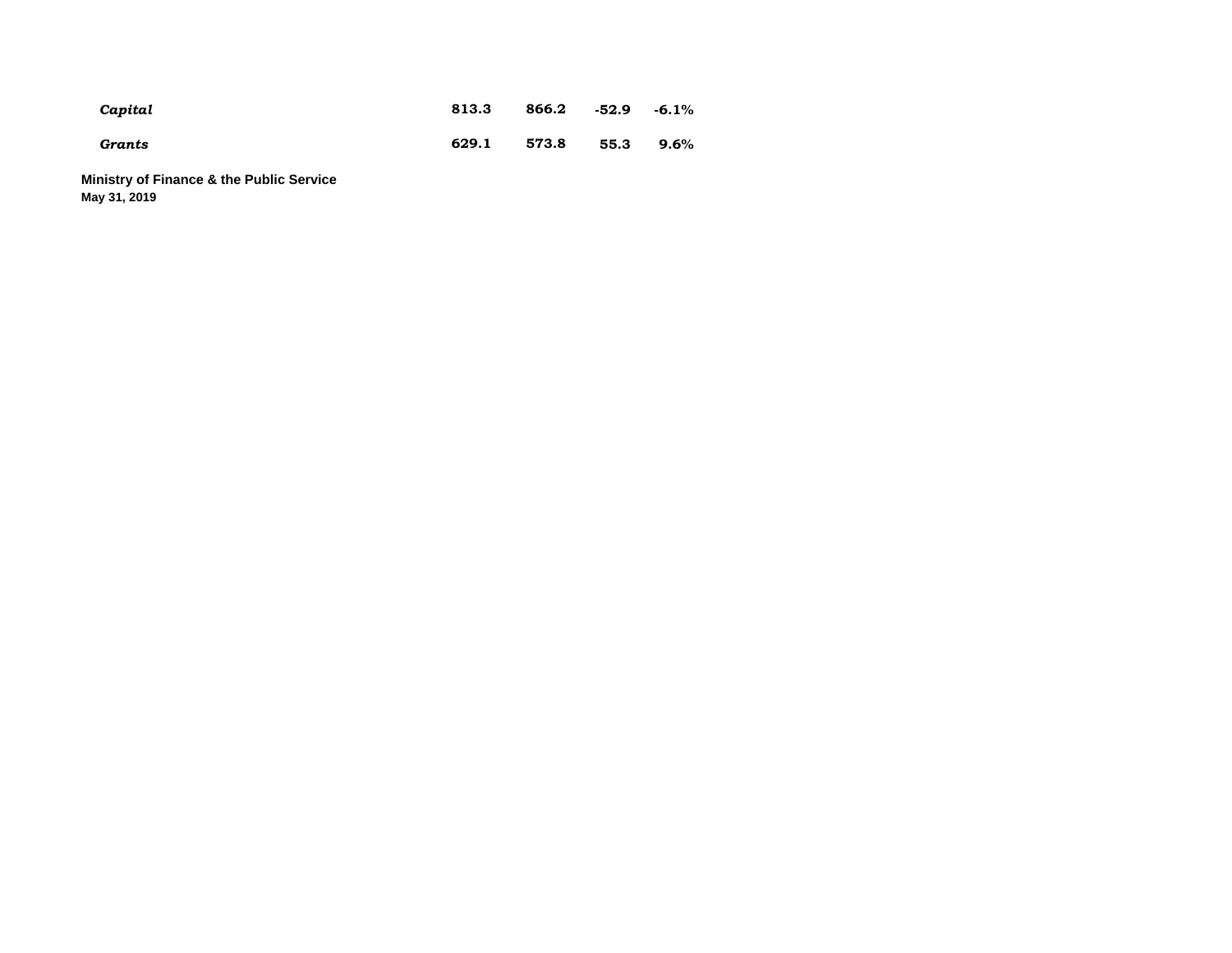| | | | | |
|---|---|---|---|---|
| ***Capital*** | **813.3** | **866.2** | **-52.9** | **-6.1%** |
| ***Grants*** | **629.1** | **573.8** | **55.3** | **9.6%** |

**Ministry of Finance & the Public Service**
**May 31, 2019**